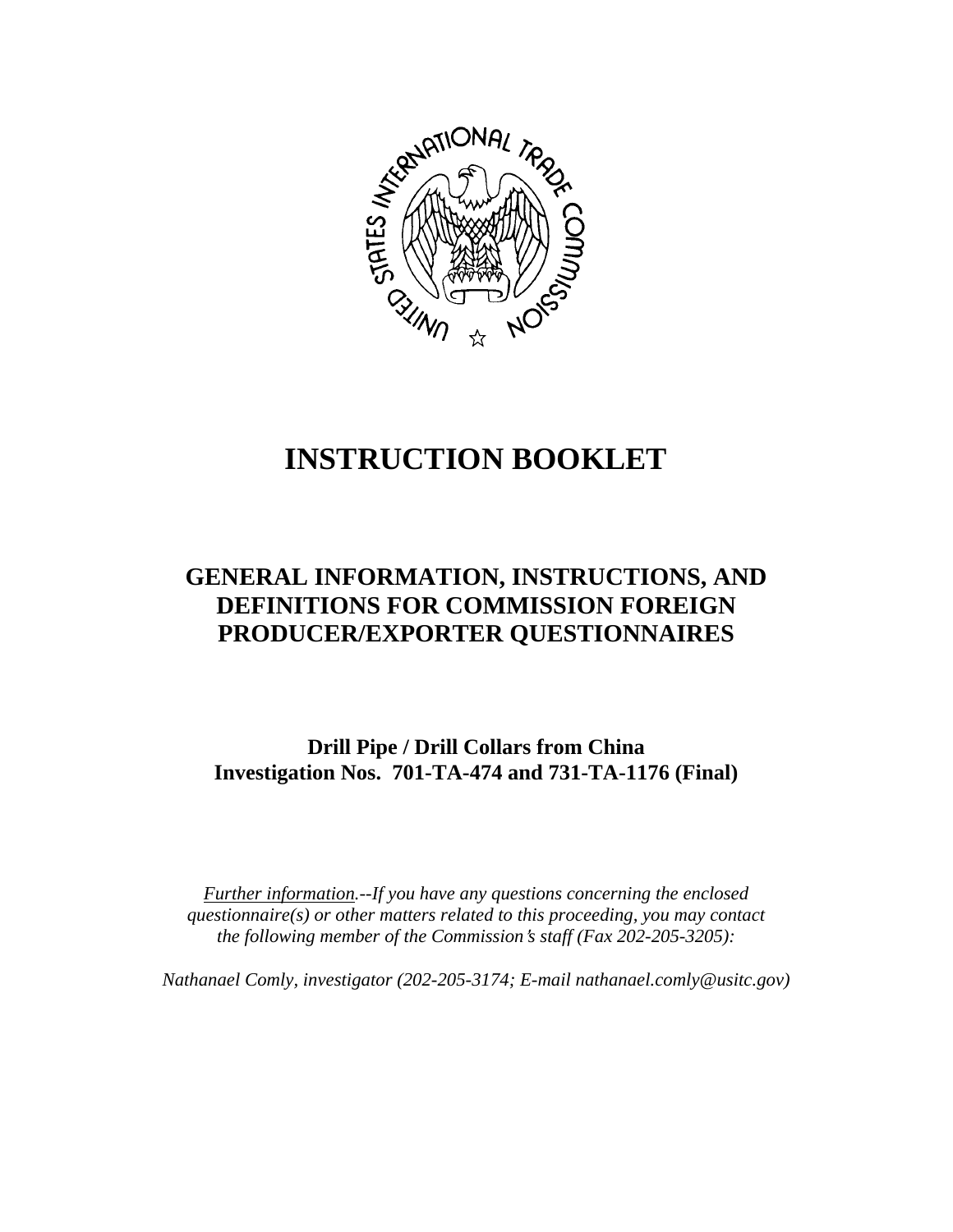# INSTRUCTION BOOKLET

## GENERAL INFORMATION, INSTRUCTIONS, AND DEFINITIONS FOR COMMISSION FOREIGN PRODUCER/EXPORTER QUESTIONNAIRES

**Drill Pipe / Drill Collars from China**
**Investigation Nos. 701-TA-474 and 731-TA-1176 (Final)**

*Further information.--If you have any questions concerning the enclosed questionnaire(s) or other matters related to this proceeding, you may contact the following member of the Commission's staff (Fax 202-205-3205):*

*Nathanael Comly, investigator (202-205-3174; E-mail nathanael.comly@usitc.gov)*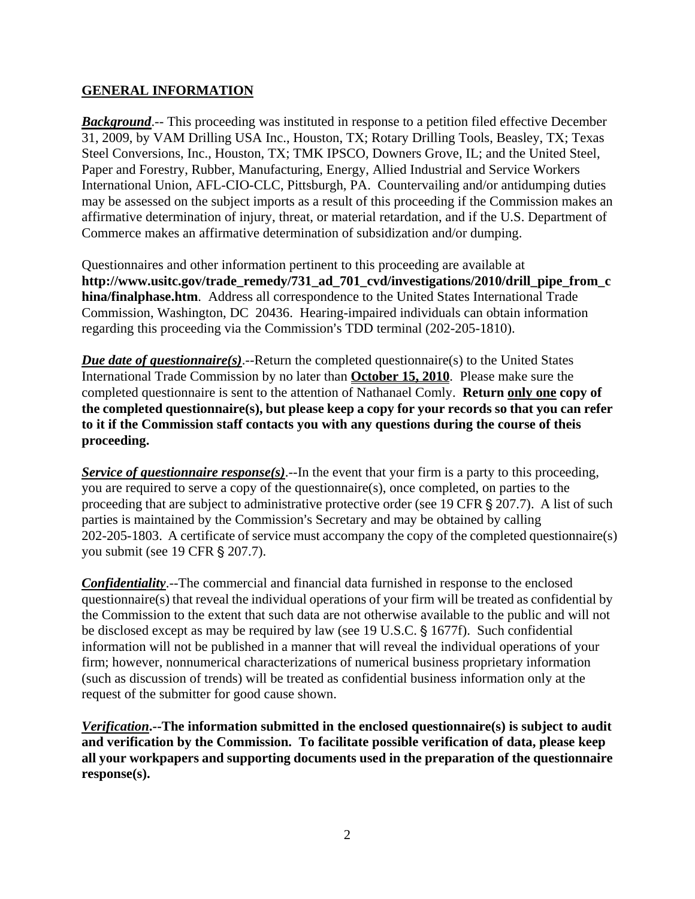## GENERAL INFORMATION

***Background***.-- This proceeding was instituted in response to a petition filed effective December 31, 2009, by VAM Drilling USA Inc., Houston, TX; Rotary Drilling Tools, Beasley, TX; Texas Steel Conversions, Inc., Houston, TX; TMK IPSCO, Downers Grove, IL; and the United Steel, Paper and Forestry, Rubber, Manufacturing, Energy, Allied Industrial and Service Workers International Union, AFL-CIO-CLC, Pittsburgh, PA. Countervailing and/or antidumping duties may be assessed on the subject imports as a result of this proceeding if the Commission makes an affirmative determination of injury, threat, or material retardation, and if the U.S. Department of Commerce makes an affirmative determination of subsidization and/or dumping.

Questionnaires and other information pertinent to this proceeding are available at **http://www.usitc.gov/trade_remedy/731_ad_701_cvd/investigations/2010/drill_pipe_from_china/finalphase.htm**. Address all correspondence to the United States International Trade Commission, Washington, DC 20436. Hearing-impaired individuals can obtain information regarding this proceeding via the Commission's TDD terminal (202-205-1810).

***Due date of questionnaire(s)***.--Return the completed questionnaire(s) to the United States International Trade Commission by no later than **October 15, 2010**. Please make sure the completed questionnaire is sent to the attention of Nathanael Comly. **Return only one copy of the completed questionnaire(s), but please keep a copy for your records so that you can refer to it if the Commission staff contacts you with any questions during the course of theis proceeding.**

***Service of questionnaire response(s)***.--In the event that your firm is a party to this proceeding, you are required to serve a copy of the questionnaire(s), once completed, on parties to the proceeding that are subject to administrative protective order (see 19 CFR § 207.7). A list of such parties is maintained by the Commission's Secretary and may be obtained by calling 202-205-1803. A certificate of service must accompany the copy of the completed questionnaire(s) you submit (see 19 CFR § 207.7).

***Confidentiality***.--The commercial and financial data furnished in response to the enclosed questionnaire(s) that reveal the individual operations of your firm will be treated as confidential by the Commission to the extent that such data are not otherwise available to the public and will not be disclosed except as may be required by law (see 19 U.S.C. § 1677f). Such confidential information will not be published in a manner that will reveal the individual operations of your firm; however, nonnumerical characterizations of numerical business proprietary information (such as discussion of trends) will be treated as confidential business information only at the request of the submitter for good cause shown.

***Verification*.--The information submitted in the enclosed questionnaire(s) is subject to audit and verification by the Commission. To facilitate possible verification of data, please keep all your workpapers and supporting documents used in the preparation of the questionnaire response(s).**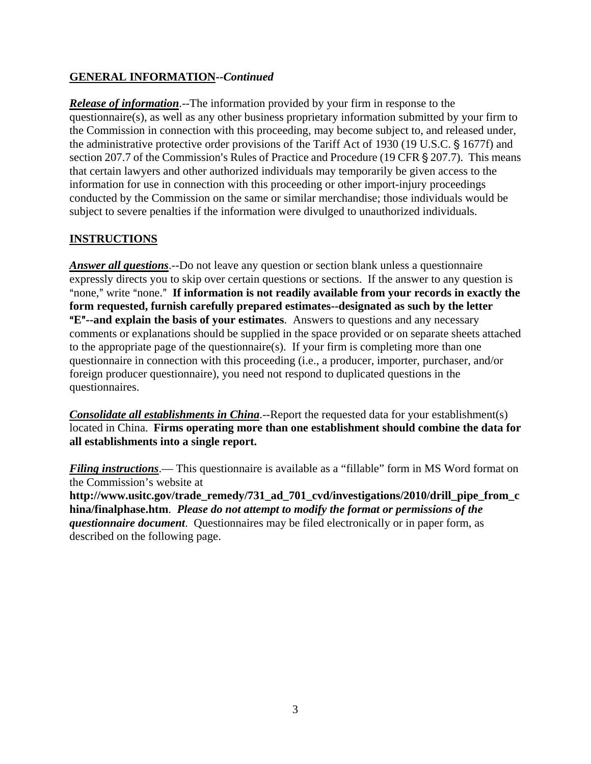## GENERAL INFORMATION--*Continued*

***Release of information***.--The information provided by your firm in response to the questionnaire(s), as well as any other business proprietary information submitted by your firm to the Commission in connection with this proceeding, may become subject to, and released under, the administrative protective order provisions of the Tariff Act of 1930 (19 U.S.C. § 1677f) and section 207.7 of the Commission's Rules of Practice and Procedure (19 CFR § 207.7). This means that certain lawyers and other authorized individuals may temporarily be given access to the information for use in connection with this proceeding or other import-injury proceedings conducted by the Commission on the same or similar merchandise; those individuals would be subject to severe penalties if the information were divulged to unauthorized individuals.

## INSTRUCTIONS

***Answer all questions***.--Do not leave any question or section blank unless a questionnaire expressly directs you to skip over certain questions or sections. If the answer to any question is "none," write "none." **If information is not readily available from your records in exactly the form requested, furnish carefully prepared estimates--designated as such by the letter "E"--and explain the basis of your estimates**. Answers to questions and any necessary comments or explanations should be supplied in the space provided or on separate sheets attached to the appropriate page of the questionnaire(s). If your firm is completing more than one questionnaire in connection with this proceeding (i.e., a producer, importer, purchaser, and/or foreign producer questionnaire), you need not respond to duplicated questions in the questionnaires.

***Consolidate all establishments in China***.--Report the requested data for your establishment(s) located in China. **Firms operating more than one establishment should combine the data for all establishments into a single report.**

***Filing instructions***.— This questionnaire is available as a "fillable" form in MS Word format on the Commission's website at **http://www.usitc.gov/trade_remedy/731_ad_701_cvd/investigations/2010/drill_pipe_from_china/finalphase.htm**. ***Please do not attempt to modify the format or permissions of the questionnaire document***. Questionnaires may be filed electronically or in paper form, as described on the following page.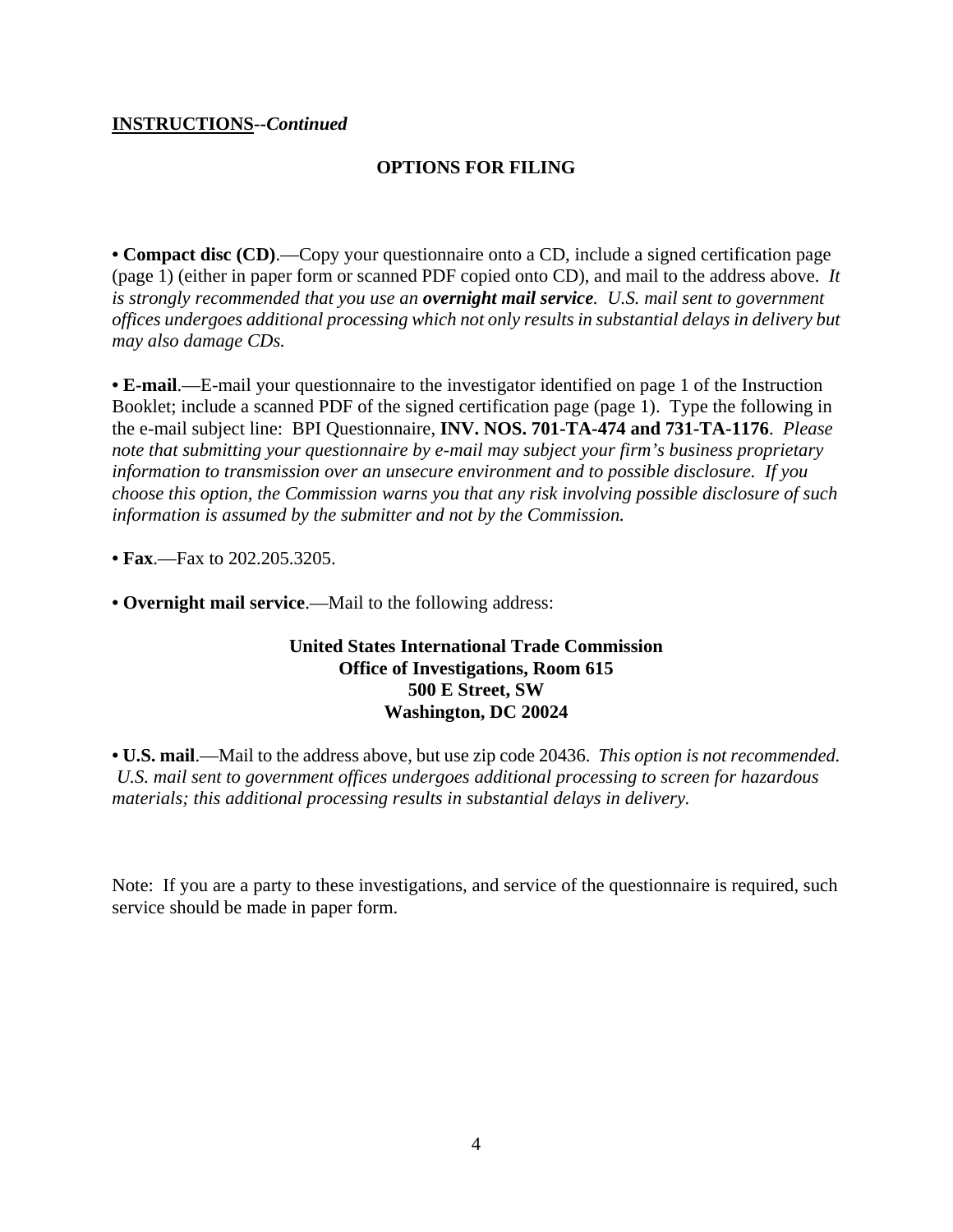**<u>INSTRUCTIONS</u>--*Continued***

## OPTIONS FOR FILING

**• Compact disc (CD)**.—Copy your questionnaire onto a CD, include a signed certification page (page 1) (either in paper form or scanned PDF copied onto CD), and mail to the address above. *It is strongly recommended that you use an **overnight mail service**. U.S. mail sent to government offices undergoes additional processing which not only results in substantial delays in delivery but may also damage CDs.*

**• E-mail**.—E-mail your questionnaire to the investigator identified on page 1 of the Instruction Booklet; include a scanned PDF of the signed certification page (page 1). Type the following in the e-mail subject line: BPI Questionnaire, **INV. NOS. 701-TA-474 and 731-TA-1176**. *Please note that submitting your questionnaire by e-mail may subject your firm's business proprietary information to transmission over an unsecure environment and to possible disclosure. If you choose this option, the Commission warns you that any risk involving possible disclosure of such information is assumed by the submitter and not by the Commission.*

**• Fax**.—Fax to 202.205.3205.

**• Overnight mail service**.—Mail to the following address:

**United States International Trade Commission**
**Office of Investigations, Room 615**
**500 E Street, SW**
**Washington, DC 20024**

**• U.S. mail**.—Mail to the address above, but use zip code 20436. *This option is not recommended. U.S. mail sent to government offices undergoes additional processing to screen for hazardous materials; this additional processing results in substantial delays in delivery.*

Note: If you are a party to these investigations, and service of the questionnaire is required, such service should be made in paper form.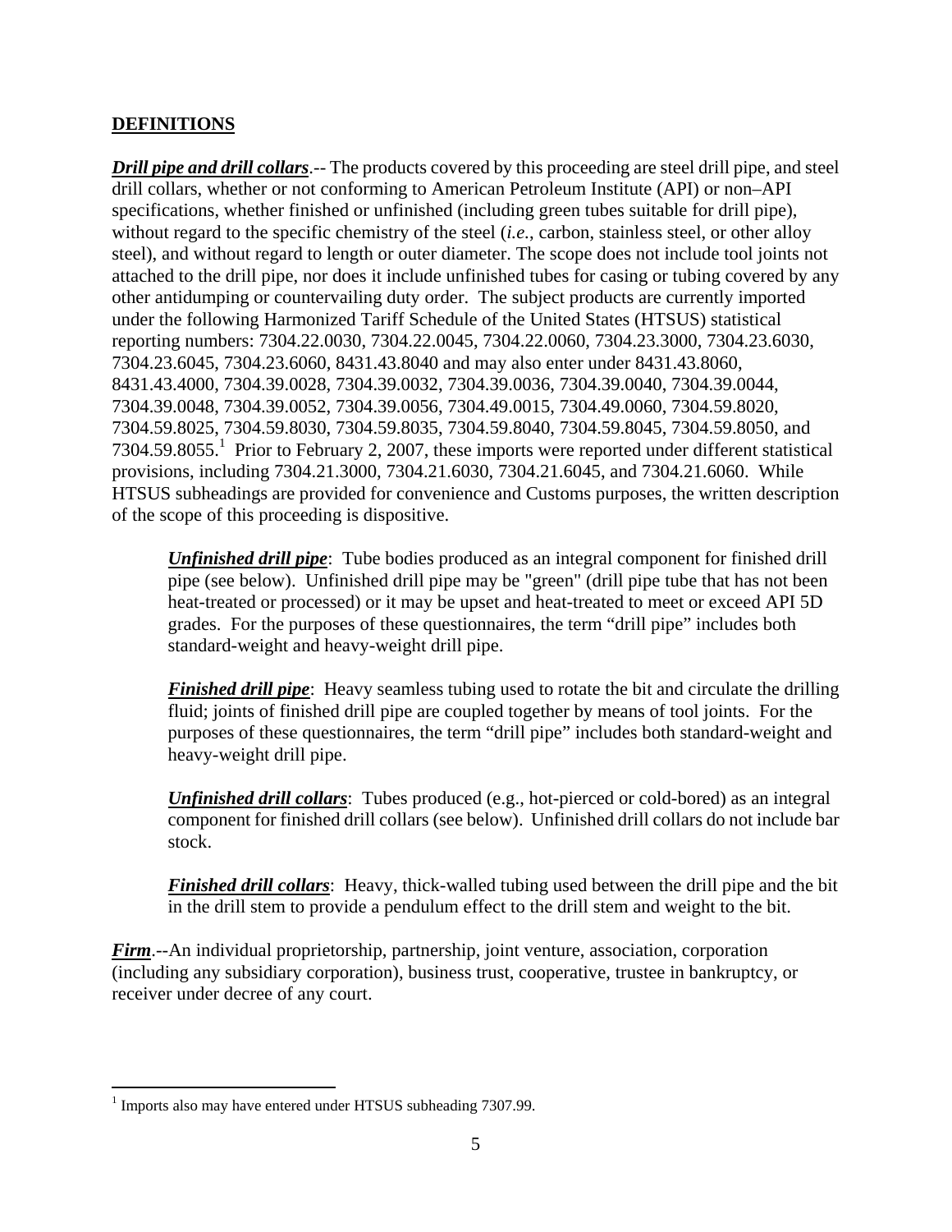## DEFINITIONS

***Drill pipe and drill collars***.-- The products covered by this proceeding are steel drill pipe, and steel drill collars, whether or not conforming to American Petroleum Institute (API) or non–API specifications, whether finished or unfinished (including green tubes suitable for drill pipe), without regard to the specific chemistry of the steel (*i.e.*, carbon, stainless steel, or other alloy steel), and without regard to length or outer diameter. The scope does not include tool joints not attached to the drill pipe, nor does it include unfinished tubes for casing or tubing covered by any other antidumping or countervailing duty order. The subject products are currently imported under the following Harmonized Tariff Schedule of the United States (HTSUS) statistical reporting numbers: 7304.22.0030, 7304.22.0045, 7304.22.0060, 7304.23.3000, 7304.23.6030, 7304.23.6045, 7304.23.6060, 8431.43.8040 and may also enter under 8431.43.8060, 8431.43.4000, 7304.39.0028, 7304.39.0032, 7304.39.0036, 7304.39.0040, 7304.39.0044, 7304.39.0048, 7304.39.0052, 7304.39.0056, 7304.49.0015, 7304.49.0060, 7304.59.8020, 7304.59.8025, 7304.59.8030, 7304.59.8035, 7304.59.8040, 7304.59.8045, 7304.59.8050, and 7304.59.8055.[1] Prior to February 2, 2007, these imports were reported under different statistical provisions, including 7304.21.3000, 7304.21.6030, 7304.21.6045, and 7304.21.6060. While HTSUS subheadings are provided for convenience and Customs purposes, the written description of the scope of this proceeding is dispositive.

> ***Unfinished drill pipe***: Tube bodies produced as an integral component for finished drill pipe (see below). Unfinished drill pipe may be "green" (drill pipe tube that has not been heat-treated or processed) or it may be upset and heat-treated to meet or exceed API 5D grades. For the purposes of these questionnaires, the term "drill pipe" includes both standard-weight and heavy-weight drill pipe.
>
> ***Finished drill pipe***: Heavy seamless tubing used to rotate the bit and circulate the drilling fluid; joints of finished drill pipe are coupled together by means of tool joints. For the purposes of these questionnaires, the term "drill pipe" includes both standard-weight and heavy-weight drill pipe.
>
> ***Unfinished drill collars***: Tubes produced (e.g., hot-pierced or cold-bored) as an integral component for finished drill collars (see below). Unfinished drill collars do not include bar stock.
>
> ***Finished drill collars***: Heavy, thick-walled tubing used between the drill pipe and the bit in the drill stem to provide a pendulum effect to the drill stem and weight to the bit.

***Firm***.--An individual proprietorship, partnership, joint venture, association, corporation (including any subsidiary corporation), business trust, cooperative, trustee in bankruptcy, or receiver under decree of any court.

---

[1] Imports also may have entered under HTSUS subheading 7307.99.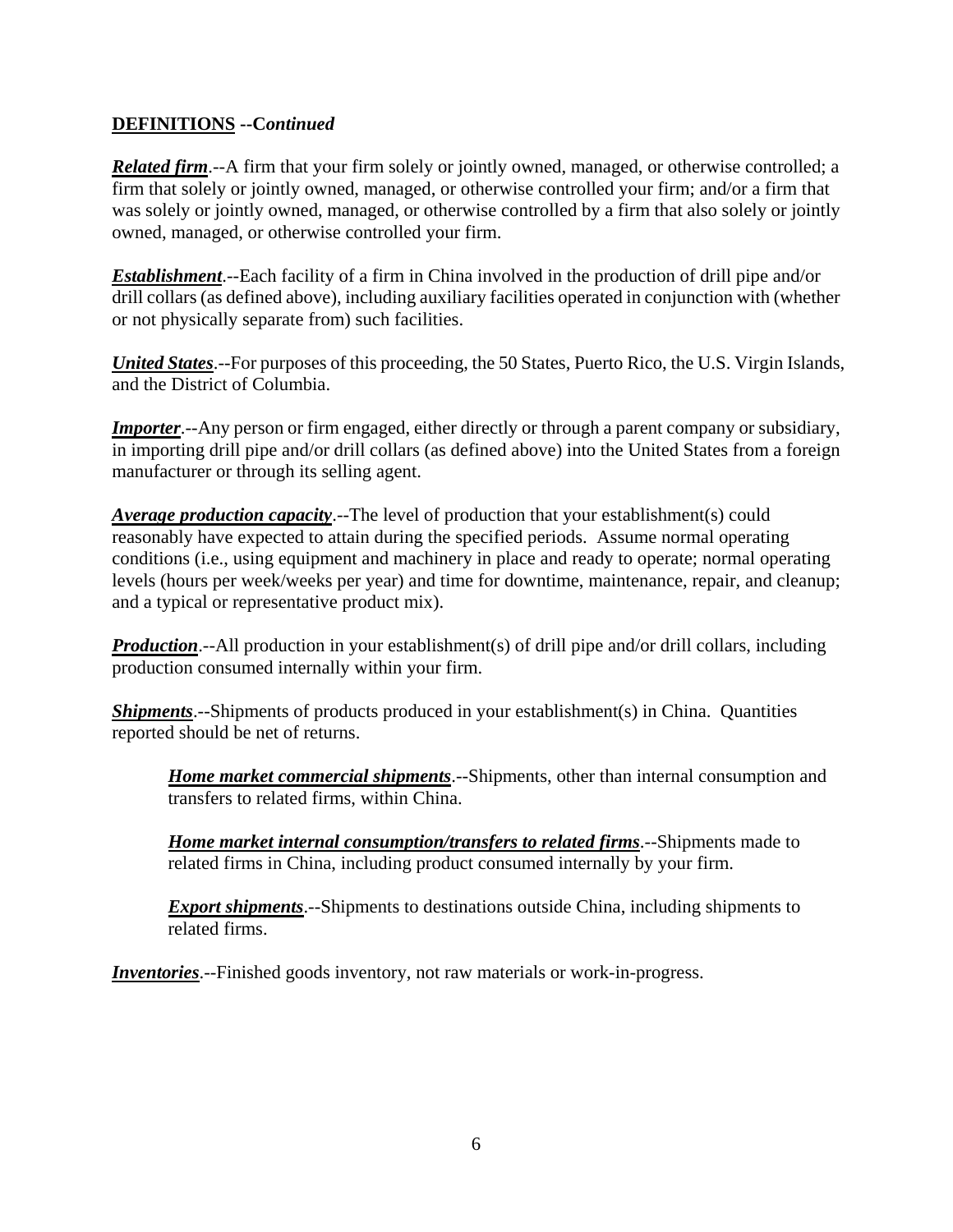**DEFINITIONS --*Continued***

***Related firm***.--A firm that your firm solely or jointly owned, managed, or otherwise controlled; a firm that solely or jointly owned, managed, or otherwise controlled your firm; and/or a firm that was solely or jointly owned, managed, or otherwise controlled by a firm that also solely or jointly owned, managed, or otherwise controlled your firm.

***Establishment***.--Each facility of a firm in China involved in the production of drill pipe and/or drill collars (as defined above), including auxiliary facilities operated in conjunction with (whether or not physically separate from) such facilities.

***United States***.--For purposes of this proceeding, the 50 States, Puerto Rico, the U.S. Virgin Islands, and the District of Columbia.

***Importer***.--Any person or firm engaged, either directly or through a parent company or subsidiary, in importing drill pipe and/or drill collars (as defined above) into the United States from a foreign manufacturer or through its selling agent.

***Average production capacity***.--The level of production that your establishment(s) could reasonably have expected to attain during the specified periods. Assume normal operating conditions (i.e., using equipment and machinery in place and ready to operate; normal operating levels (hours per week/weeks per year) and time for downtime, maintenance, repair, and cleanup; and a typical or representative product mix).

***Production***.--All production in your establishment(s) of drill pipe and/or drill collars, including production consumed internally within your firm.

***Shipments***.--Shipments of products produced in your establishment(s) in China. Quantities reported should be net of returns.

> ***Home market commercial shipments***.--Shipments, other than internal consumption and transfers to related firms, within China.
>
> ***Home market internal consumption/transfers to related firms***.--Shipments made to related firms in China, including product consumed internally by your firm.
>
> ***Export shipments***.--Shipments to destinations outside China, including shipments to related firms.

***Inventories***.--Finished goods inventory, not raw materials or work-in-progress.